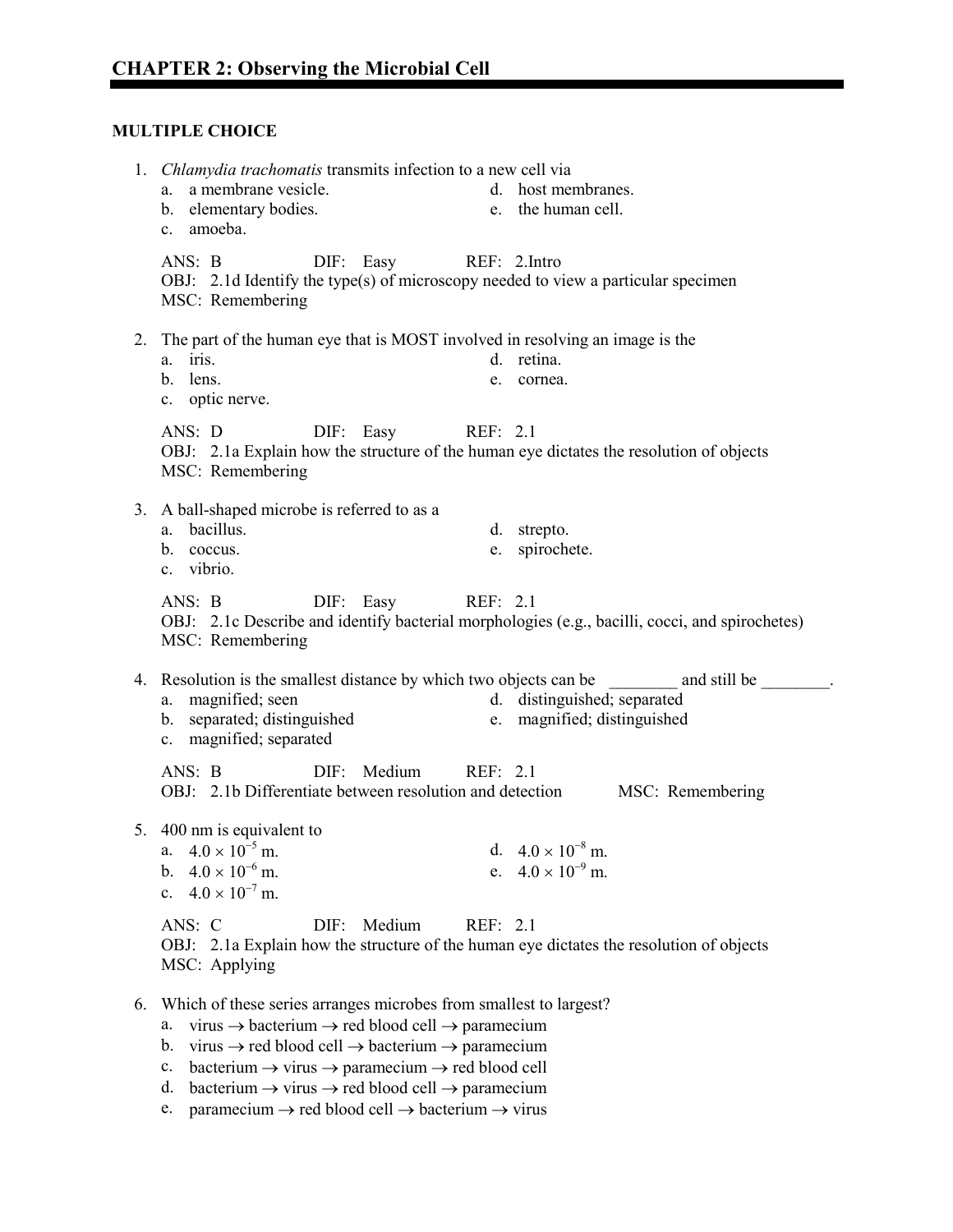# CHAPTER 2: Observing the Microbial Cell

## MULTIPLE CHOICE

1. *Chlamydia trachomatis* transmits infection to a new cell via
   a. a membrane vesicle.
   b. elementary bodies.
   c. amoeba.
   d. host membranes.
   e. the human cell.

   ANS: B DIF: Easy REF: 2.Intro
   OBJ: 2.1d Identify the type(s) of microscopy needed to view a particular specimen
   MSC: Remembering

2. The part of the human eye that is MOST involved in resolving an image is the
   a. iris.
   b. lens.
   c. optic nerve.
   d. retina.
   e. cornea.

   ANS: D DIF: Easy REF: 2.1
   OBJ: 2.1a Explain how the structure of the human eye dictates the resolution of objects
   MSC: Remembering

3. A ball-shaped microbe is referred to as a
   a. bacillus.
   b. coccus.
   c. vibrio.
   d. strepto.
   e. spirochete.

   ANS: B DIF: Easy REF: 2.1
   OBJ: 2.1c Describe and identify bacterial morphologies (e.g., bacilli, cocci, and spirochetes)
   MSC: Remembering

4. Resolution is the smallest distance by which two objects can be ________ and still be ________.
   a. magnified; seen
   b. separated; distinguished
   c. magnified; separated
   d. distinguished; separated
   e. magnified; distinguished

   ANS: B DIF: Medium REF: 2.1
   OBJ: 2.1b Differentiate between resolution and detection MSC: Remembering

5. 400 nm is equivalent to
   a. $4.0 \times 10^{-5}$ m.
   b. $4.0 \times 10^{-6}$ m.
   c. $4.0 \times 10^{-7}$ m.
   d. $4.0 \times 10^{-8}$ m.
   e. $4.0 \times 10^{-9}$ m.

   ANS: C DIF: Medium REF: 2.1
   OBJ: 2.1a Explain how the structure of the human eye dictates the resolution of objects
   MSC: Applying

6. Which of these series arranges microbes from smallest to largest?
   a. virus → bacterium → red blood cell → paramecium
   b. virus → red blood cell → bacterium → paramecium
   c. bacterium → virus → paramecium → red blood cell
   d. bacterium → virus → red blood cell → paramecium
   e. paramecium → red blood cell → bacterium → virus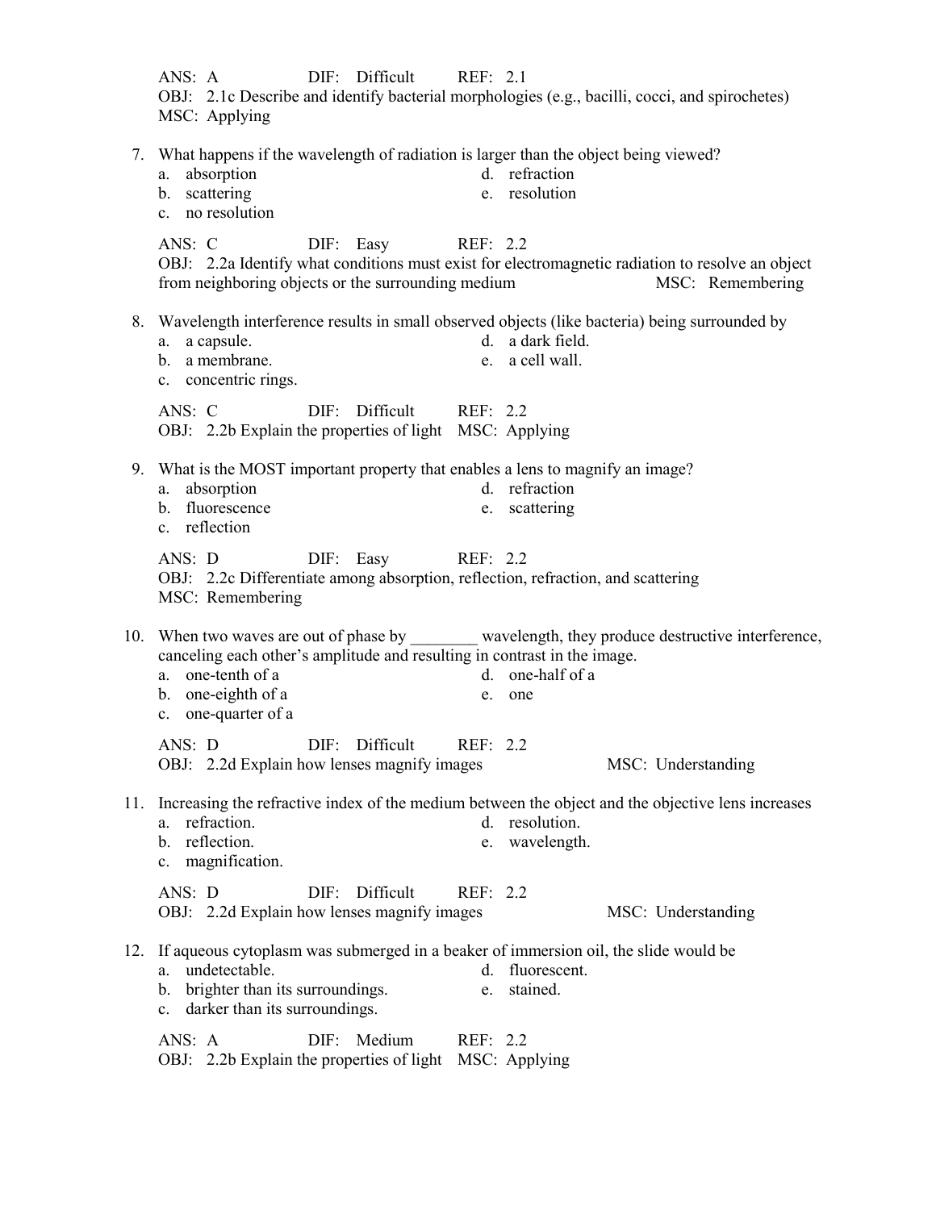ANS: A  DIF: Difficult  REF: 2.1
OBJ: 2.1c Describe and identify bacterial morphologies (e.g., bacilli, cocci, and spirochetes)
MSC: Applying

7. What happens if the wavelength of radiation is larger than the object being viewed?
   a. absorption
   b. scattering
   c. no resolution
   d. refraction
   e. resolution

   ANS: C  DIF: Easy  REF: 2.2
   OBJ: 2.2a Identify what conditions must exist for electromagnetic radiation to resolve an object from neighboring objects or the surrounding medium  MSC: Remembering

8. Wavelength interference results in small observed objects (like bacteria) being surrounded by
   a. a capsule.
   b. a membrane.
   c. concentric rings.
   d. a dark field.
   e. a cell wall.

   ANS: C  DIF: Difficult  REF: 2.2
   OBJ: 2.2b Explain the properties of light  MSC: Applying

9. What is the MOST important property that enables a lens to magnify an image?
   a. absorption
   b. fluorescence
   c. reflection
   d. refraction
   e. scattering

   ANS: D  DIF: Easy  REF: 2.2
   OBJ: 2.2c Differentiate among absorption, reflection, refraction, and scattering
   MSC: Remembering

10. When two waves are out of phase by ________ wavelength, they produce destructive interference, canceling each other's amplitude and resulting in contrast in the image.
    a. one-tenth of a
    b. one-eighth of a
    c. one-quarter of a
    d. one-half of a
    e. one

    ANS: D  DIF: Difficult  REF: 2.2
    OBJ: 2.2d Explain how lenses magnify images  MSC: Understanding

11. Increasing the refractive index of the medium between the object and the objective lens increases
    a. refraction.
    b. reflection.
    c. magnification.
    d. resolution.
    e. wavelength.

    ANS: D  DIF: Difficult  REF: 2.2
    OBJ: 2.2d Explain how lenses magnify images  MSC: Understanding

12. If aqueous cytoplasm was submerged in a beaker of immersion oil, the slide would be
    a. undetectable.
    b. brighter than its surroundings.
    c. darker than its surroundings.
    d. fluorescent.
    e. stained.

    ANS: A  DIF: Medium  REF: 2.2
    OBJ: 2.2b Explain the properties of light  MSC: Applying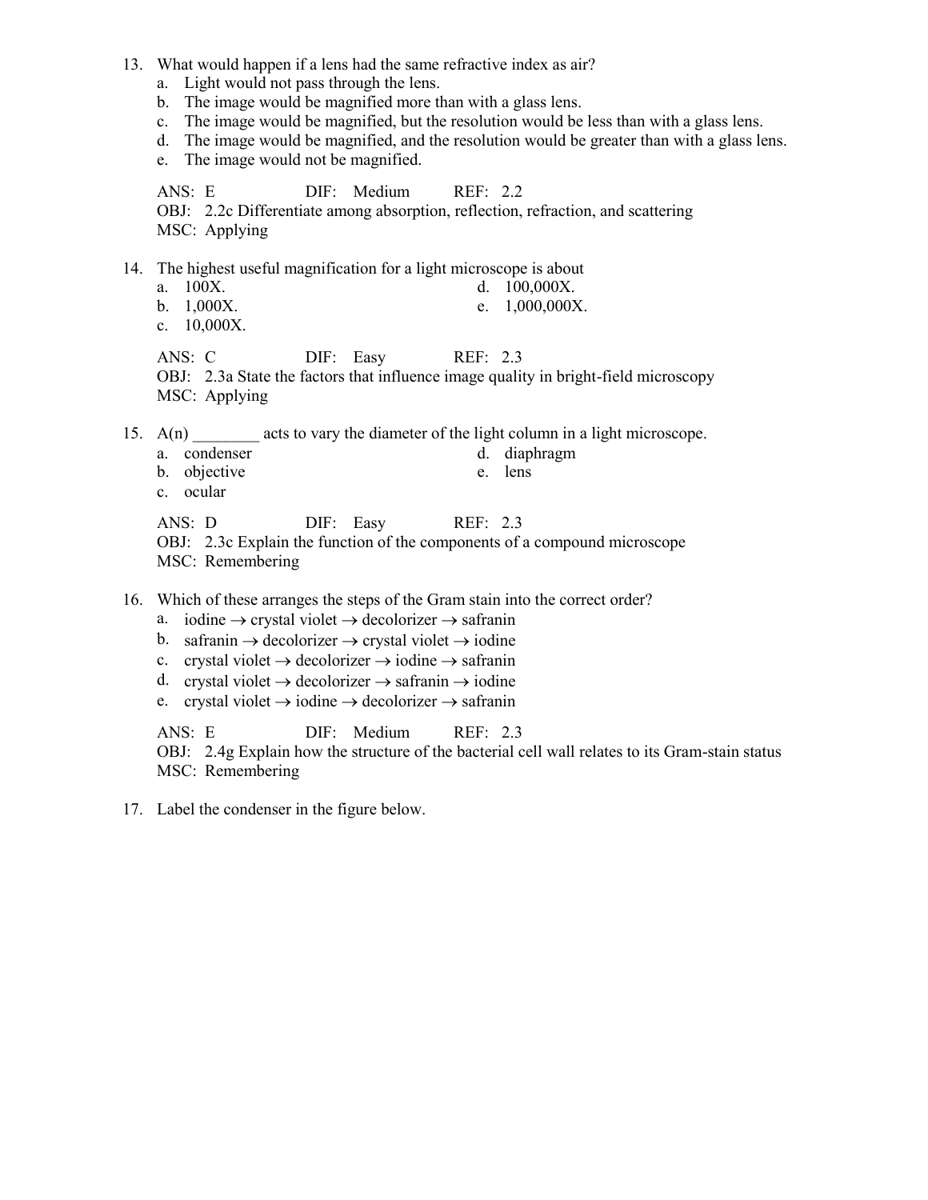13. What would happen if a lens had the same refractive index as air?
    a. Light would not pass through the lens.
    b. The image would be magnified more than with a glass lens.
    c. The image would be magnified, but the resolution would be less than with a glass lens.
    d. The image would be magnified, and the resolution would be greater than with a glass lens.
    e. The image would not be magnified.

    ANS: E DIF: Medium REF: 2.2
    OBJ: 2.2c Differentiate among absorption, reflection, refraction, and scattering
    MSC: Applying

14. The highest useful magnification for a light microscope is about
    a. 100X.
    b. 1,000X.
    c. 10,000X.
    d. 100,000X.
    e. 1,000,000X.

    ANS: C DIF: Easy REF: 2.3
    OBJ: 2.3a State the factors that influence image quality in bright-field microscopy
    MSC: Applying

15. A(n) ________ acts to vary the diameter of the light column in a light microscope.
    a. condenser
    b. objective
    c. ocular
    d. diaphragm
    e. lens

    ANS: D DIF: Easy REF: 2.3
    OBJ: 2.3c Explain the function of the components of a compound microscope
    MSC: Remembering

16. Which of these arranges the steps of the Gram stain into the correct order?
    a. iodine → crystal violet → decolorizer → safranin
    b. safranin → decolorizer → crystal violet → iodine
    c. crystal violet → decolorizer → iodine → safranin
    d. crystal violet → decolorizer → safranin → iodine
    e. crystal violet → iodine → decolorizer → safranin

    ANS: E DIF: Medium REF: 2.3
    OBJ: 2.4g Explain how the structure of the bacterial cell wall relates to its Gram-stain status
    MSC: Remembering

17. Label the condenser in the figure below.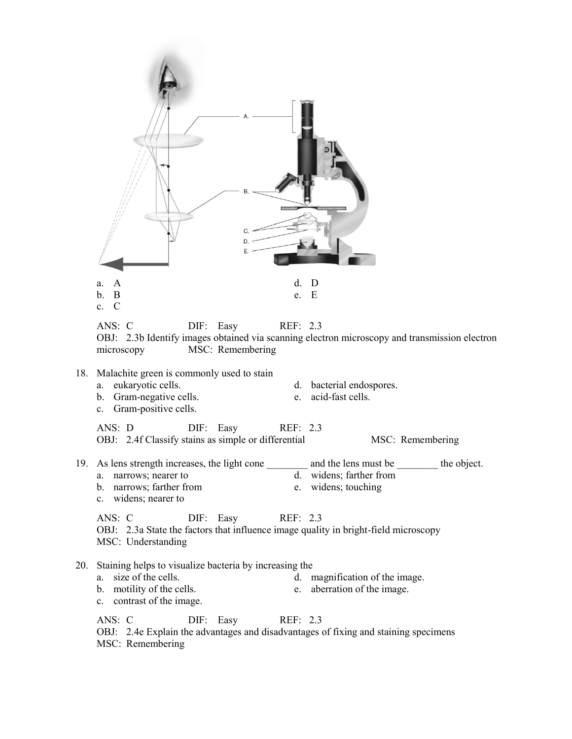a. A
b. B
c. C
d. D
e. E

ANS: C DIF: Easy REF: 2.3
OBJ: 2.3b Identify images obtained via scanning electron microscopy and transmission electron microscopy MSC: Remembering

18. Malachite green is commonly used to stain
    a. eukaryotic cells.
    b. Gram-negative cells.
    c. Gram-positive cells.
    d. bacterial endospores.
    e. acid-fast cells.

    ANS: D DIF: Easy REF: 2.3
    OBJ: 2.4f Classify stains as simple or differential MSC: Remembering

19. As lens strength increases, the light cone ________ and the lens must be ________ the object.
    a. narrows; nearer to
    b. narrows; farther from
    c. widens; nearer to
    d. widens; farther from
    e. widens; touching

    ANS: C DIF: Easy REF: 2.3
    OBJ: 2.3a State the factors that influence image quality in bright-field microscopy
    MSC: Understanding

20. Staining helps to visualize bacteria by increasing the
    a. size of the cells.
    b. motility of the cells.
    c. contrast of the image.
    d. magnification of the image.
    e. aberration of the image.

    ANS: C DIF: Easy REF: 2.3
    OBJ: 2.4e Explain the advantages and disadvantages of fixing and staining specimens
    MSC: Remembering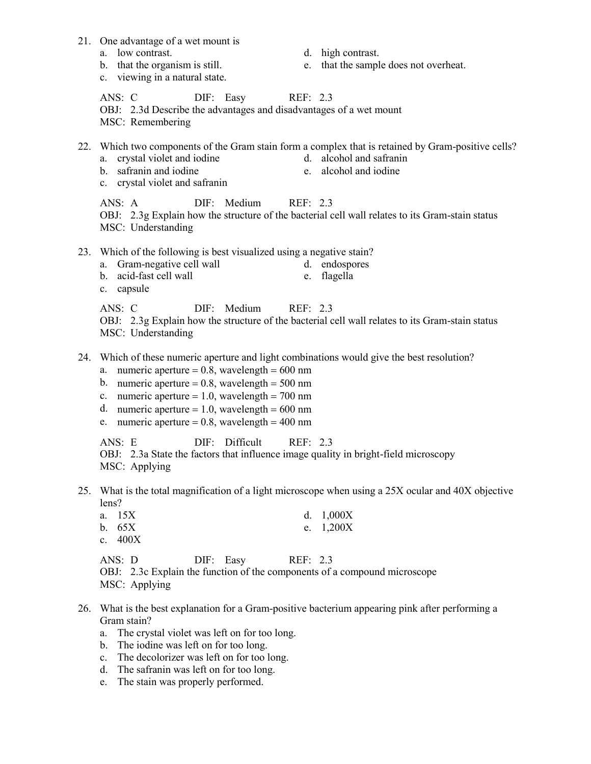21. One advantage of a wet mount is
    a. low contrast.
    b. that the organism is still.
    c. viewing in a natural state.
    d. high contrast.
    e. that the sample does not overheat.

    ANS: C DIF: Easy REF: 2.3
    OBJ: 2.3d Describe the advantages and disadvantages of a wet mount
    MSC: Remembering

22. Which two components of the Gram stain form a complex that is retained by Gram-positive cells?
    a. crystal violet and iodine
    b. safranin and iodine
    c. crystal violet and safranin
    d. alcohol and safranin
    e. alcohol and iodine

    ANS: A DIF: Medium REF: 2.3
    OBJ: 2.3g Explain how the structure of the bacterial cell wall relates to its Gram-stain status
    MSC: Understanding

23. Which of the following is best visualized using a negative stain?
    a. Gram-negative cell wall
    b. acid-fast cell wall
    c. capsule
    d. endospores
    e. flagella

    ANS: C DIF: Medium REF: 2.3
    OBJ: 2.3g Explain how the structure of the bacterial cell wall relates to its Gram-stain status
    MSC: Understanding

24. Which of these numeric aperture and light combinations would give the best resolution?
    a. numeric aperture = 0.8, wavelength = 600 nm
    b. numeric aperture = 0.8, wavelength = 500 nm
    c. numeric aperture = 1.0, wavelength = 700 nm
    d. numeric aperture = 1.0, wavelength = 600 nm
    e. numeric aperture = 0.8, wavelength = 400 nm

    ANS: E DIF: Difficult REF: 2.3
    OBJ: 2.3a State the factors that influence image quality in bright-field microscopy
    MSC: Applying

25. What is the total magnification of a light microscope when using a 25X ocular and 40X objective lens?
    a. 15X
    b. 65X
    c. 400X
    d. 1,000X
    e. 1,200X

    ANS: D DIF: Easy REF: 2.3
    OBJ: 2.3c Explain the function of the components of a compound microscope
    MSC: Applying

26. What is the best explanation for a Gram-positive bacterium appearing pink after performing a Gram stain?
    a. The crystal violet was left on for too long.
    b. The iodine was left on for too long.
    c. The decolorizer was left on for too long.
    d. The safranin was left on for too long.
    e. The stain was properly performed.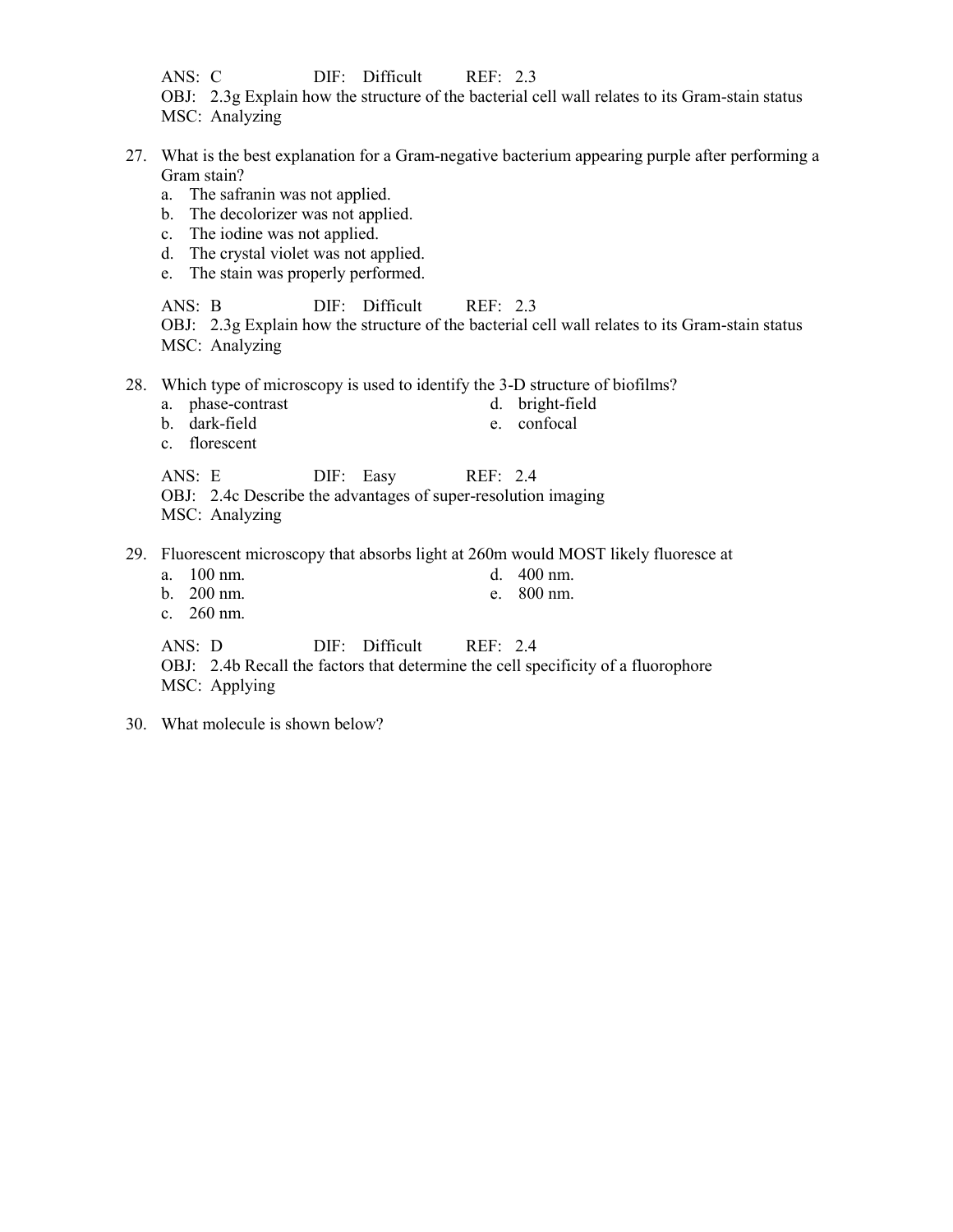ANS: C DIF: Difficult REF: 2.3
OBJ: 2.3g Explain how the structure of the bacterial cell wall relates to its Gram-stain status
MSC: Analyzing

27. What is the best explanation for a Gram-negative bacterium appearing purple after performing a Gram stain?
    a. The safranin was not applied.
    b. The decolorizer was not applied.
    c. The iodine was not applied.
    d. The crystal violet was not applied.
    e. The stain was properly performed.

ANS: B DIF: Difficult REF: 2.3
OBJ: 2.3g Explain how the structure of the bacterial cell wall relates to its Gram-stain status
MSC: Analyzing

28. Which type of microscopy is used to identify the 3-D structure of biofilms?
    a. phase-contrast
    b. dark-field
    c. florescent
    d. bright-field
    e. confocal

ANS: E DIF: Easy REF: 2.4
OBJ: 2.4c Describe the advantages of super-resolution imaging
MSC: Analyzing

29. Fluorescent microscopy that absorbs light at 260m would MOST likely fluoresce at
    a. 100 nm.
    b. 200 nm.
    c. 260 nm.
    d. 400 nm.
    e. 800 nm.

ANS: D DIF: Difficult REF: 2.4
OBJ: 2.4b Recall the factors that determine the cell specificity of a fluorophore
MSC: Applying

30. What molecule is shown below?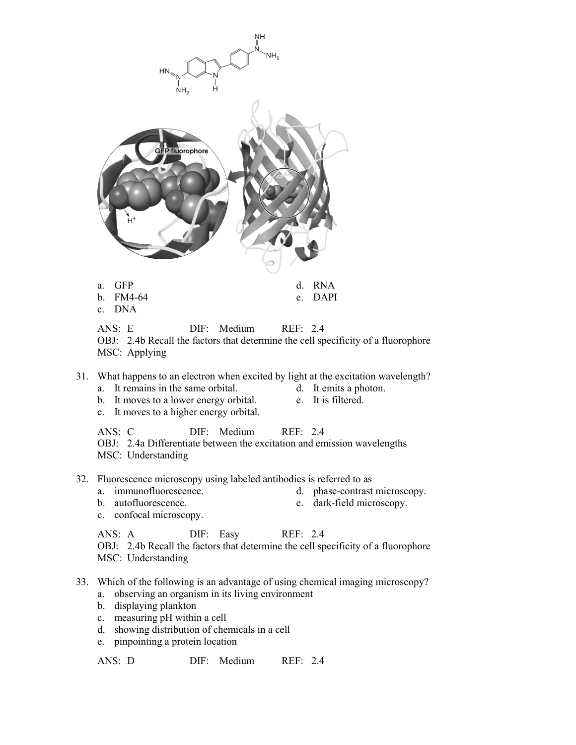a. GFP
b. FM4-64
c. DNA
d. RNA
e. DAPI

ANS: E DIF: Medium REF: 2.4
OBJ: 2.4b Recall the factors that determine the cell specificity of a fluorophore
MSC: Applying

31. What happens to an electron when excited by light at the excitation wavelength?
    a. It remains in the same orbital.
    b. It moves to a lower energy orbital.
    c. It moves to a higher energy orbital.
    d. It emits a photon.
    e. It is filtered.

ANS: C DIF: Medium REF: 2.4
OBJ: 2.4a Differentiate between the excitation and emission wavelengths
MSC: Understanding

32. Fluorescence microscopy using labeled antibodies is referred to as
    a. immunofluorescence.
    b. autofluorescence.
    c. confocal microscopy.
    d. phase-contrast microscopy.
    e. dark-field microscopy.

ANS: A DIF: Easy REF: 2.4
OBJ: 2.4b Recall the factors that determine the cell specificity of a fluorophore
MSC: Understanding

33. Which of the following is an advantage of using chemical imaging microscopy?
    a. observing an organism in its living environment
    b. displaying plankton
    c. measuring pH within a cell
    d. showing distribution of chemicals in a cell
    e. pinpointing a protein location

ANS: D DIF: Medium REF: 2.4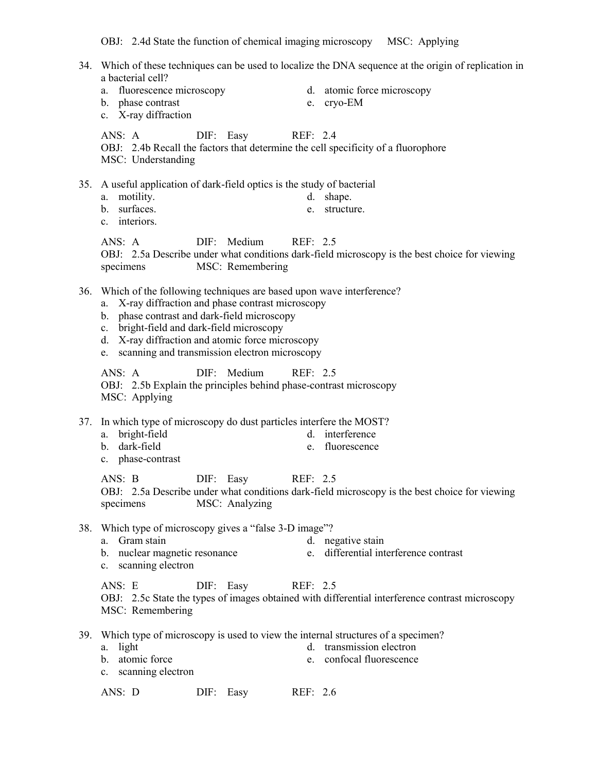OBJ: 2.4d State the function of chemical imaging microscopy MSC: Applying

34. Which of these techniques can be used to localize the DNA sequence at the origin of replication in a bacterial cell?
    a. fluorescence microscopy
    b. phase contrast
    c. X-ray diffraction
    d. atomic force microscopy
    e. cryo-EM

    ANS: A DIF: Easy REF: 2.4
    OBJ: 2.4b Recall the factors that determine the cell specificity of a fluorophore
    MSC: Understanding

35. A useful application of dark-field optics is the study of bacterial
    a. motility.
    b. surfaces.
    c. interiors.
    d. shape.
    e. structure.

    ANS: A DIF: Medium REF: 2.5
    OBJ: 2.5a Describe under what conditions dark-field microscopy is the best choice for viewing specimens MSC: Remembering

36. Which of the following techniques are based upon wave interference?
    a. X-ray diffraction and phase contrast microscopy
    b. phase contrast and dark-field microscopy
    c. bright-field and dark-field microscopy
    d. X-ray diffraction and atomic force microscopy
    e. scanning and transmission electron microscopy

    ANS: A DIF: Medium REF: 2.5
    OBJ: 2.5b Explain the principles behind phase-contrast microscopy
    MSC: Applying

37. In which type of microscopy do dust particles interfere the MOST?
    a. bright-field
    b. dark-field
    c. phase-contrast
    d. interference
    e. fluorescence

    ANS: B DIF: Easy REF: 2.5
    OBJ: 2.5a Describe under what conditions dark-field microscopy is the best choice for viewing specimens MSC: Analyzing

38. Which type of microscopy gives a "false 3-D image"?
    a. Gram stain
    b. nuclear magnetic resonance
    c. scanning electron
    d. negative stain
    e. differential interference contrast

    ANS: E DIF: Easy REF: 2.5
    OBJ: 2.5c State the types of images obtained with differential interference contrast microscopy
    MSC: Remembering

39. Which type of microscopy is used to view the internal structures of a specimen?
    a. light
    b. atomic force
    c. scanning electron
    d. transmission electron
    e. confocal fluorescence

    ANS: D DIF: Easy REF: 2.6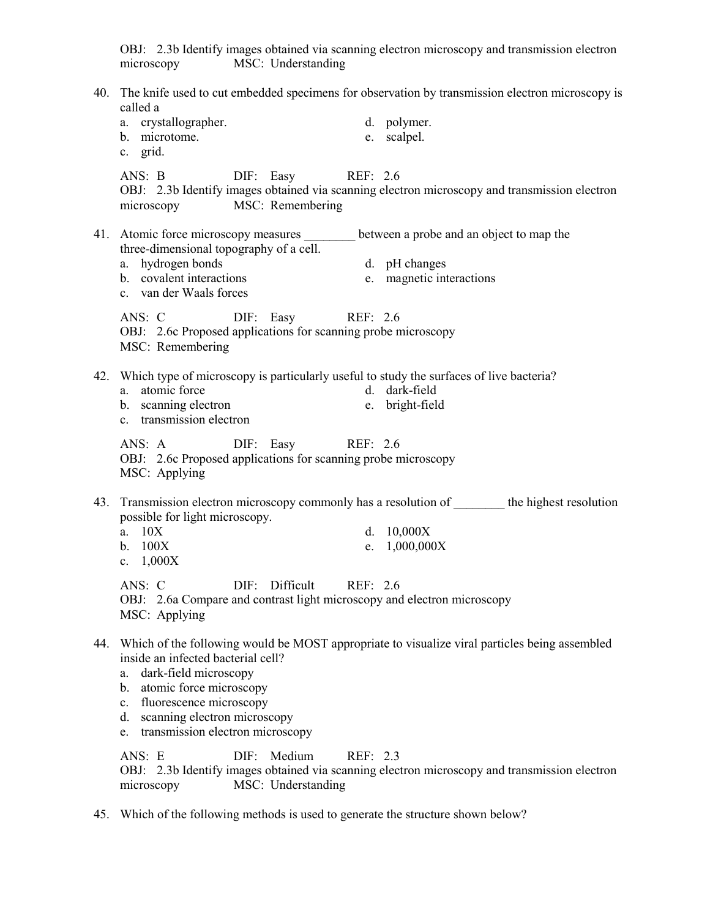OBJ: 2.3b Identify images obtained via scanning electron microscopy and transmission electron microscopy MSC: Understanding

40. The knife used to cut embedded specimens for observation by transmission electron microscopy is called a
   a. crystallographer.
   b. microtome.
   c. grid.
   d. polymer.
   e. scalpel.

   ANS: B DIF: Easy REF: 2.6
   OBJ: 2.3b Identify images obtained via scanning electron microscopy and transmission electron microscopy MSC: Remembering

41. Atomic force microscopy measures ________ between a probe and an object to map the three-dimensional topography of a cell.
   a. hydrogen bonds
   b. covalent interactions
   c. van der Waals forces
   d. pH changes
   e. magnetic interactions

   ANS: C DIF: Easy REF: 2.6
   OBJ: 2.6c Proposed applications for scanning probe microscopy
   MSC: Remembering

42. Which type of microscopy is particularly useful to study the surfaces of live bacteria?
   a. atomic force
   b. scanning electron
   c. transmission electron
   d. dark-field
   e. bright-field

   ANS: A DIF: Easy REF: 2.6
   OBJ: 2.6c Proposed applications for scanning probe microscopy
   MSC: Applying

43. Transmission electron microscopy commonly has a resolution of ________ the highest resolution possible for light microscopy.
   a. 10X
   b. 100X
   c. 1,000X
   d. 10,000X
   e. 1,000,000X

   ANS: C DIF: Difficult REF: 2.6
   OBJ: 2.6a Compare and contrast light microscopy and electron microscopy
   MSC: Applying

44. Which of the following would be MOST appropriate to visualize viral particles being assembled inside an infected bacterial cell?
   a. dark-field microscopy
   b. atomic force microscopy
   c. fluorescence microscopy
   d. scanning electron microscopy
   e. transmission electron microscopy

   ANS: E DIF: Medium REF: 2.3
   OBJ: 2.3b Identify images obtained via scanning electron microscopy and transmission electron microscopy MSC: Understanding

45. Which of the following methods is used to generate the structure shown below?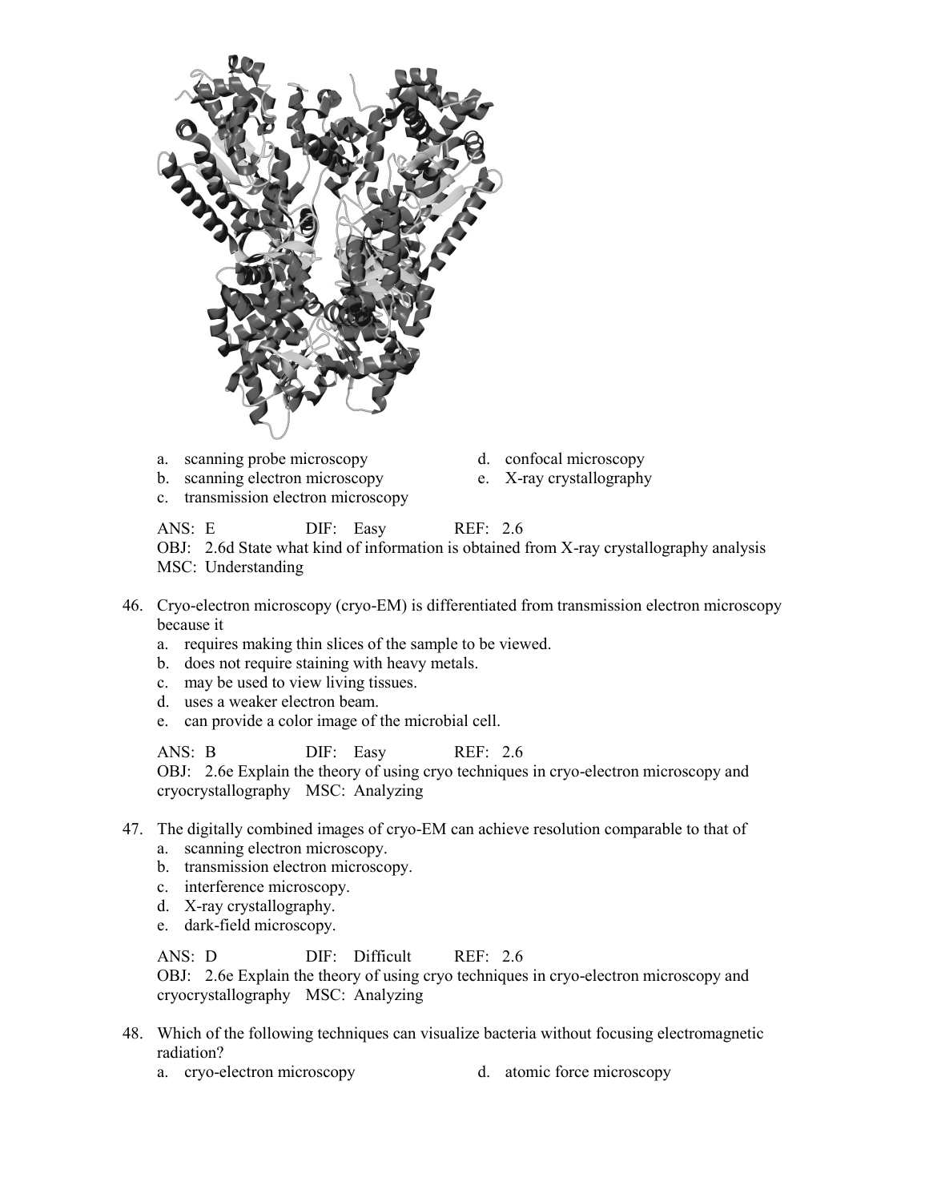a. scanning probe microscopy
b. scanning electron microscopy
c. transmission electron microscopy
d. confocal microscopy
e. X-ray crystallography

ANS: E DIF: Easy REF: 2.6
OBJ: 2.6d State what kind of information is obtained from X-ray crystallography analysis
MSC: Understanding

46. Cryo-electron microscopy (cryo-EM) is differentiated from transmission electron microscopy because it
   a. requires making thin slices of the sample to be viewed.
   b. does not require staining with heavy metals.
   c. may be used to view living tissues.
   d. uses a weaker electron beam.
   e. can provide a color image of the microbial cell.

   ANS: B DIF: Easy REF: 2.6
   OBJ: 2.6e Explain the theory of using cryo techniques in cryo-electron microscopy and cryocrystallography MSC: Analyzing

47. The digitally combined images of cryo-EM can achieve resolution comparable to that of
   a. scanning electron microscopy.
   b. transmission electron microscopy.
   c. interference microscopy.
   d. X-ray crystallography.
   e. dark-field microscopy.

   ANS: D DIF: Difficult REF: 2.6
   OBJ: 2.6e Explain the theory of using cryo techniques in cryo-electron microscopy and cryocrystallography MSC: Analyzing

48. Which of the following techniques can visualize bacteria without focusing electromagnetic radiation?
   a. cryo-electron microscopy
   d. atomic force microscopy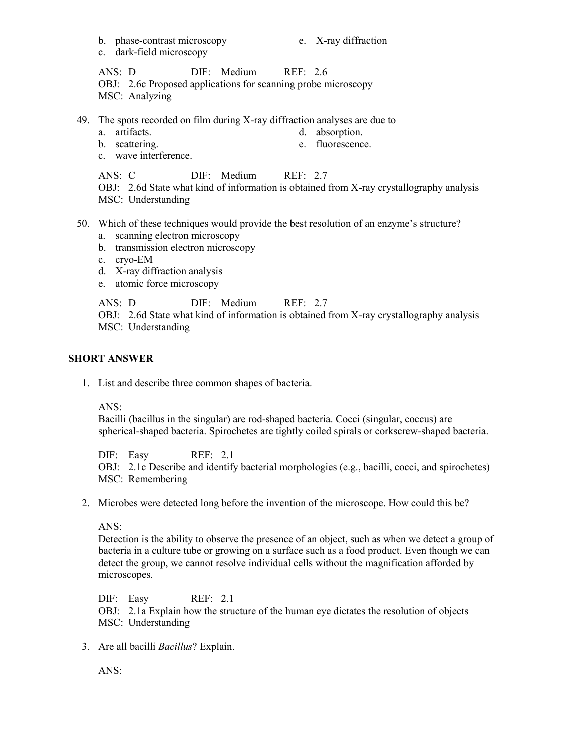b. phase-contrast microscopy
c. dark-field microscopy
e. X-ray diffraction

ANS: D DIF: Medium REF: 2.6
OBJ: 2.6c Proposed applications for scanning probe microscopy
MSC: Analyzing

49. The spots recorded on film during X-ray diffraction analyses are due to
 a. artifacts.
 b. scattering.
 c. wave interference.
 d. absorption.
 e. fluorescence.

 ANS: C DIF: Medium REF: 2.7
 OBJ: 2.6d State what kind of information is obtained from X-ray crystallography analysis
 MSC: Understanding

50. Which of these techniques would provide the best resolution of an enzyme's structure?
 a. scanning electron microscopy
 b. transmission electron microscopy
 c. cryo-EM
 d. X-ray diffraction analysis
 e. atomic force microscopy

 ANS: D DIF: Medium REF: 2.7
 OBJ: 2.6d State what kind of information is obtained from X-ray crystallography analysis
 MSC: Understanding

## SHORT ANSWER

1. List and describe three common shapes of bacteria.

 ANS:
 Bacilli (bacillus in the singular) are rod-shaped bacteria. Cocci (singular, coccus) are spherical-shaped bacteria. Spirochetes are tightly coiled spirals or corkscrew-shaped bacteria.

 DIF: Easy REF: 2.1
 OBJ: 2.1c Describe and identify bacterial morphologies (e.g., bacilli, cocci, and spirochetes)
 MSC: Remembering

2. Microbes were detected long before the invention of the microscope. How could this be?

 ANS:
 Detection is the ability to observe the presence of an object, such as when we detect a group of bacteria in a culture tube or growing on a surface such as a food product. Even though we can detect the group, we cannot resolve individual cells without the magnification afforded by microscopes.

 DIF: Easy REF: 2.1
 OBJ: 2.1a Explain how the structure of the human eye dictates the resolution of objects
 MSC: Understanding

3. Are all bacilli *Bacillus*? Explain.

 ANS: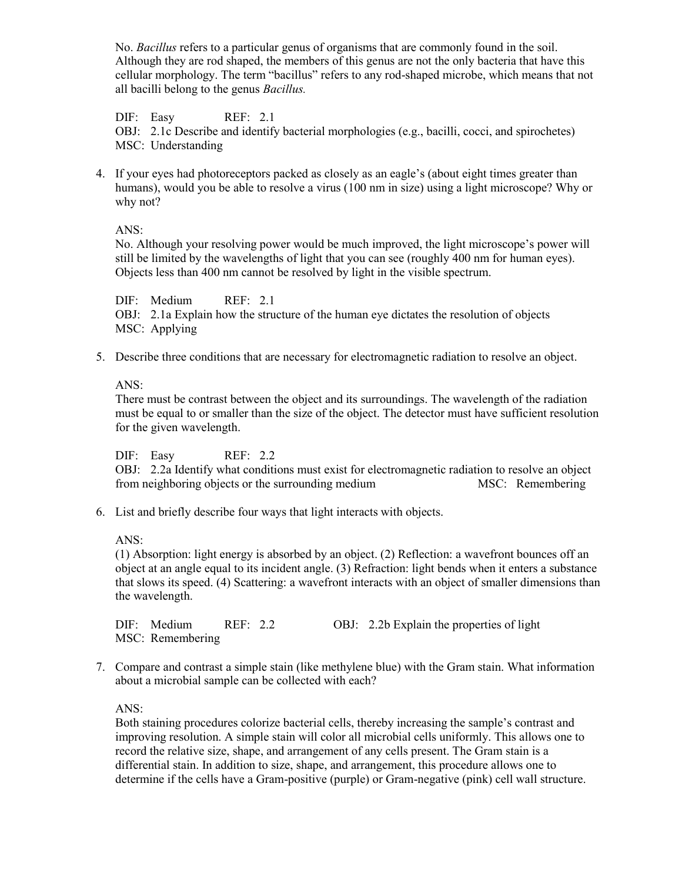No. *Bacillus* refers to a particular genus of organisms that are commonly found in the soil. Although they are rod shaped, the members of this genus are not the only bacteria that have this cellular morphology. The term "bacillus" refers to any rod-shaped microbe, which means that not all bacilli belong to the genus *Bacillus.*

DIF: Easy REF: 2.1
OBJ: 2.1c Describe and identify bacterial morphologies (e.g., bacilli, cocci, and spirochetes)
MSC: Understanding

4. If your eyes had photoreceptors packed as closely as an eagle's (about eight times greater than humans), would you be able to resolve a virus (100 nm in size) using a light microscope? Why or why not?

ANS:
No. Although your resolving power would be much improved, the light microscope's power will still be limited by the wavelengths of light that you can see (roughly 400 nm for human eyes). Objects less than 400 nm cannot be resolved by light in the visible spectrum.

DIF: Medium REF: 2.1
OBJ: 2.1a Explain how the structure of the human eye dictates the resolution of objects
MSC: Applying

5. Describe three conditions that are necessary for electromagnetic radiation to resolve an object.

ANS:
There must be contrast between the object and its surroundings. The wavelength of the radiation must be equal to or smaller than the size of the object. The detector must have sufficient resolution for the given wavelength.

DIF: Easy REF: 2.2
OBJ: 2.2a Identify what conditions must exist for electromagnetic radiation to resolve an object from neighboring objects or the surrounding medium MSC: Remembering

6. List and briefly describe four ways that light interacts with objects.

ANS:
(1) Absorption: light energy is absorbed by an object. (2) Reflection: a wavefront bounces off an object at an angle equal to its incident angle. (3) Refraction: light bends when it enters a substance that slows its speed. (4) Scattering: a wavefront interacts with an object of smaller dimensions than the wavelength.

DIF: Medium REF: 2.2 OBJ: 2.2b Explain the properties of light
MSC: Remembering

7. Compare and contrast a simple stain (like methylene blue) with the Gram stain. What information about a microbial sample can be collected with each?

ANS:
Both staining procedures colorize bacterial cells, thereby increasing the sample's contrast and improving resolution. A simple stain will color all microbial cells uniformly. This allows one to record the relative size, shape, and arrangement of any cells present. The Gram stain is a differential stain. In addition to size, shape, and arrangement, this procedure allows one to determine if the cells have a Gram-positive (purple) or Gram-negative (pink) cell wall structure.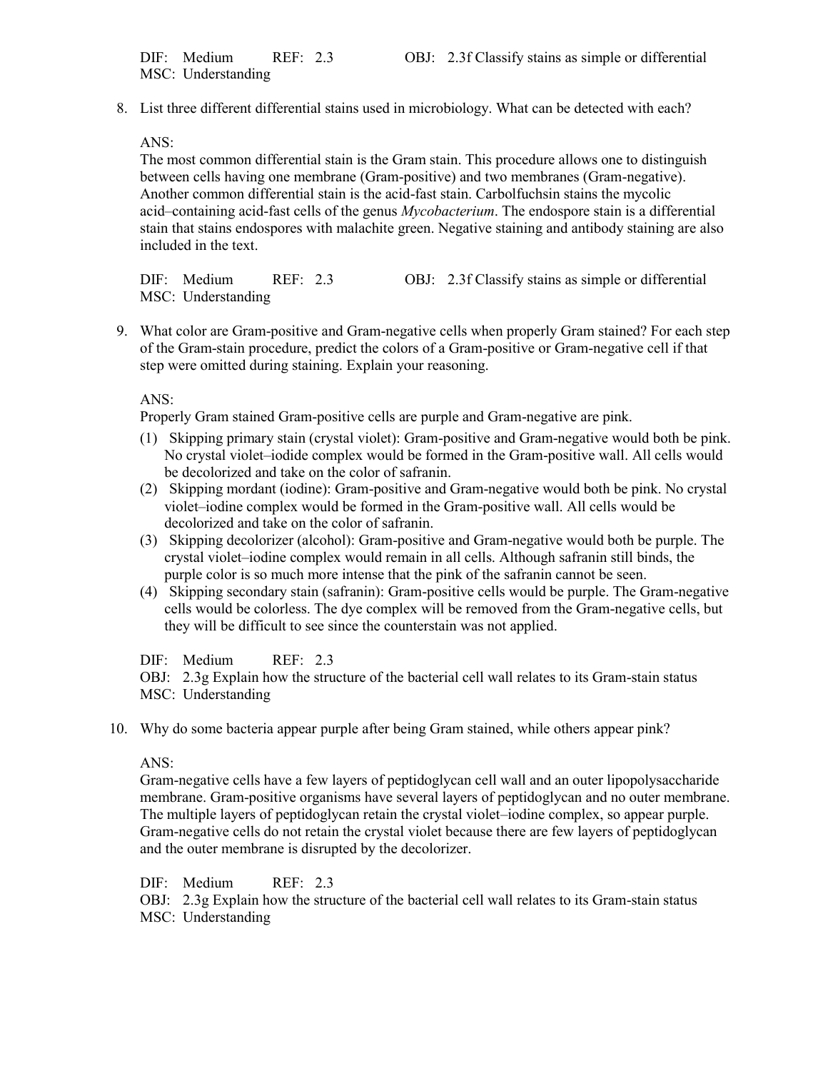DIF: Medium REF: 2.3 OBJ: 2.3f Classify stains as simple or differential
MSC: Understanding

8. List three different differential stains used in microbiology. What can be detected with each?

   ANS:
   The most common differential stain is the Gram stain. This procedure allows one to distinguish between cells having one membrane (Gram-positive) and two membranes (Gram-negative). Another common differential stain is the acid-fast stain. Carbolfuchsin stains the mycolic acid–containing acid-fast cells of the genus *Mycobacterium*. The endospore stain is a differential stain that stains endospores with malachite green. Negative staining and antibody staining are also included in the text.

   DIF: Medium REF: 2.3 OBJ: 2.3f Classify stains as simple or differential
   MSC: Understanding

9. What color are Gram-positive and Gram-negative cells when properly Gram stained? For each step of the Gram-stain procedure, predict the colors of a Gram-positive or Gram-negative cell if that step were omitted during staining. Explain your reasoning.

   ANS:
   Properly Gram stained Gram-positive cells are purple and Gram-negative are pink.
   (1) Skipping primary stain (crystal violet): Gram-positive and Gram-negative would both be pink. No crystal violet–iodide complex would be formed in the Gram-positive wall. All cells would be decolorized and take on the color of safranin.
   (2) Skipping mordant (iodine): Gram-positive and Gram-negative would both be pink. No crystal violet–iodine complex would be formed in the Gram-positive wall. All cells would be decolorized and take on the color of safranin.
   (3) Skipping decolorizer (alcohol): Gram-positive and Gram-negative would both be purple. The crystal violet–iodine complex would remain in all cells. Although safranin still binds, the purple color is so much more intense that the pink of the safranin cannot be seen.
   (4) Skipping secondary stain (safranin): Gram-positive cells would be purple. The Gram-negative cells would be colorless. The dye complex will be removed from the Gram-negative cells, but they will be difficult to see since the counterstain was not applied.

   DIF: Medium REF: 2.3
   OBJ: 2.3g Explain how the structure of the bacterial cell wall relates to its Gram-stain status
   MSC: Understanding

10. Why do some bacteria appear purple after being Gram stained, while others appear pink?

    ANS:
    Gram-negative cells have a few layers of peptidoglycan cell wall and an outer lipopolysaccharide membrane. Gram-positive organisms have several layers of peptidoglycan and no outer membrane. The multiple layers of peptidoglycan retain the crystal violet–iodine complex, so appear purple. Gram-negative cells do not retain the crystal violet because there are few layers of peptidoglycan and the outer membrane is disrupted by the decolorizer.

    DIF: Medium REF: 2.3
    OBJ: 2.3g Explain how the structure of the bacterial cell wall relates to its Gram-stain status
    MSC: Understanding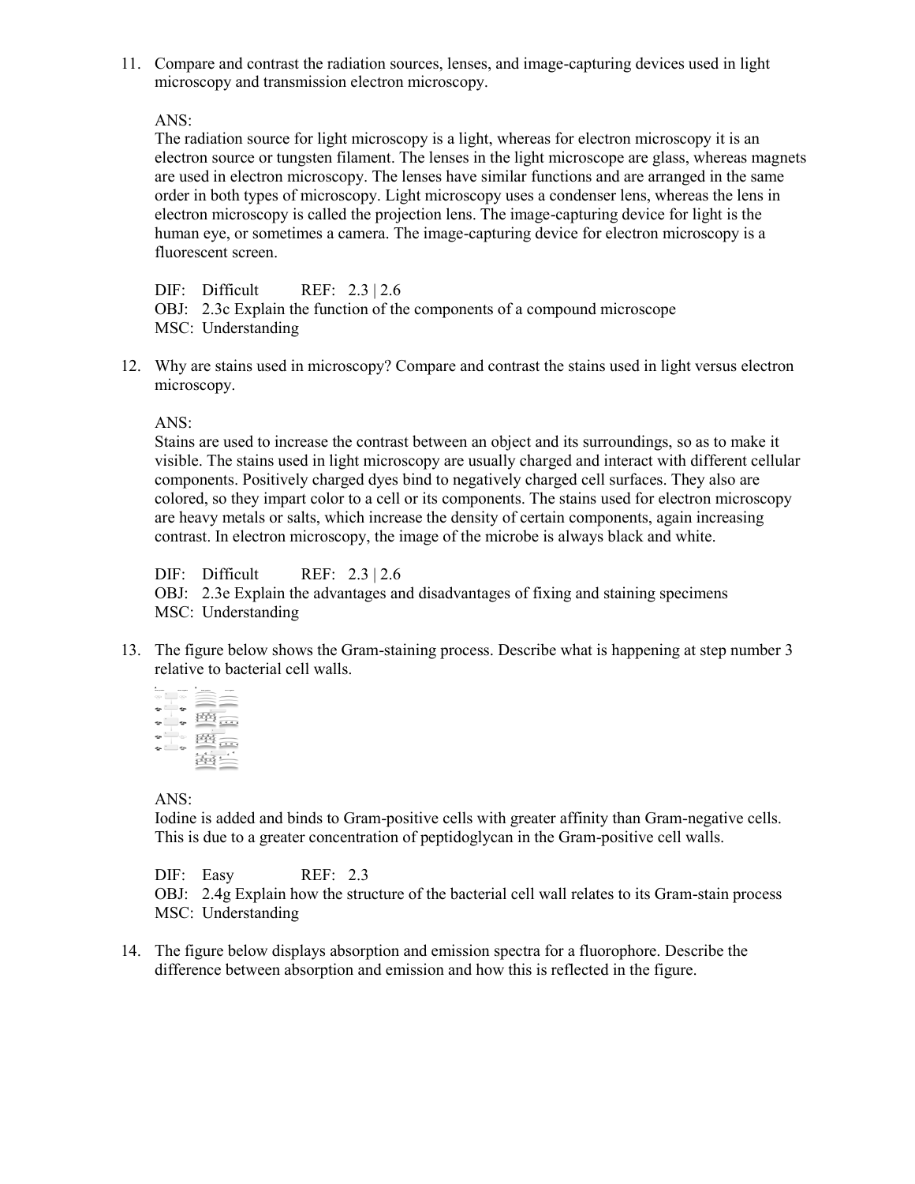11. Compare and contrast the radiation sources, lenses, and image-capturing devices used in light microscopy and transmission electron microscopy.

ANS:
The radiation source for light microscopy is a light, whereas for electron microscopy it is an electron source or tungsten filament. The lenses in the light microscope are glass, whereas magnets are used in electron microscopy. The lenses have similar functions and are arranged in the same order in both types of microscopy. Light microscopy uses a condenser lens, whereas the lens in electron microscopy is called the projection lens. The image-capturing device for light is the human eye, or sometimes a camera. The image-capturing device for electron microscopy is a fluorescent screen.

DIF: Difficult REF: 2.3 | 2.6
OBJ: 2.3c Explain the function of the components of a compound microscope
MSC: Understanding

12. Why are stains used in microscopy? Compare and contrast the stains used in light versus electron microscopy.

ANS:
Stains are used to increase the contrast between an object and its surroundings, so as to make it visible. The stains used in light microscopy are usually charged and interact with different cellular components. Positively charged dyes bind to negatively charged cell surfaces. They also are colored, so they impart color to a cell or its components. The stains used for electron microscopy are heavy metals or salts, which increase the density of certain components, again increasing contrast. In electron microscopy, the image of the microbe is always black and white.

DIF: Difficult REF: 2.3 | 2.6
OBJ: 2.3e Explain the advantages and disadvantages of fixing and staining specimens
MSC: Understanding

13. The figure below shows the Gram-staining process. Describe what is happening at step number 3 relative to bacterial cell walls.

ANS:
Iodine is added and binds to Gram-positive cells with greater affinity than Gram-negative cells. This is due to a greater concentration of peptidoglycan in the Gram-positive cell walls.

DIF: Easy REF: 2.3
OBJ: 2.4g Explain how the structure of the bacterial cell wall relates to its Gram-stain process
MSC: Understanding

14. The figure below displays absorption and emission spectra for a fluorophore. Describe the difference between absorption and emission and how this is reflected in the figure.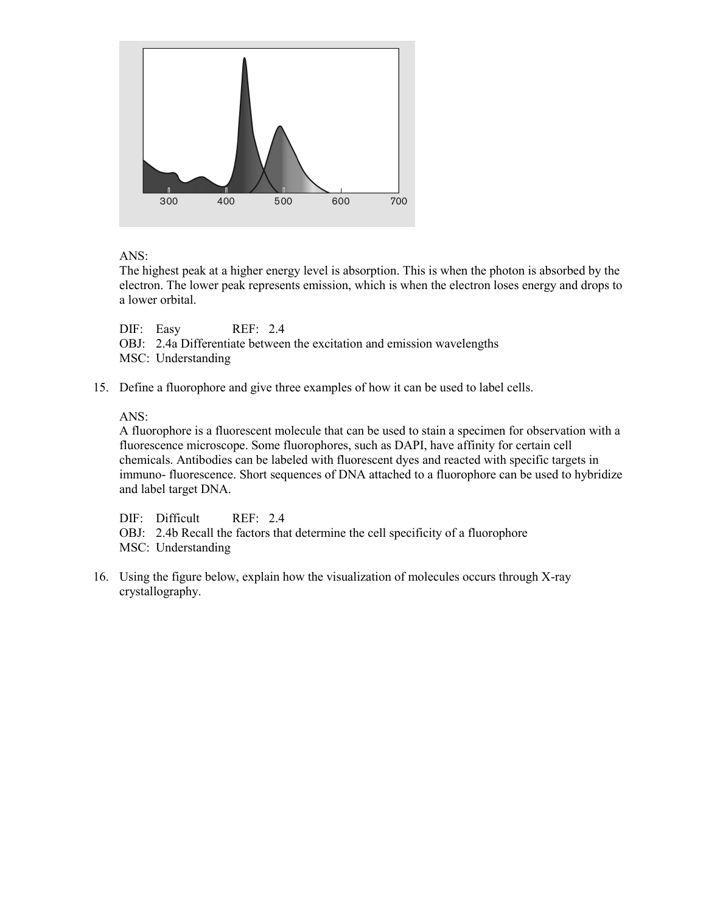ANS:
The highest peak at a higher energy level is absorption. This is when the photon is absorbed by the electron. The lower peak represents emission, which is when the electron loses energy and drops to a lower orbital.

DIF: Easy REF: 2.4
OBJ: 2.4a Differentiate between the excitation and emission wavelengths
MSC: Understanding

15. Define a fluorophore and give three examples of how it can be used to label cells.

ANS:
A fluorophore is a fluorescent molecule that can be used to stain a specimen for observation with a fluorescence microscope. Some fluorophores, such as DAPI, have affinity for certain cell chemicals. Antibodies can be labeled with fluorescent dyes and reacted with specific targets in immuno- fluorescence. Short sequences of DNA attached to a fluorophore can be used to hybridize and label target DNA.

DIF: Difficult REF: 2.4
OBJ: 2.4b Recall the factors that determine the cell specificity of a fluorophore
MSC: Understanding

16. Using the figure below, explain how the visualization of molecules occurs through X-ray crystallography.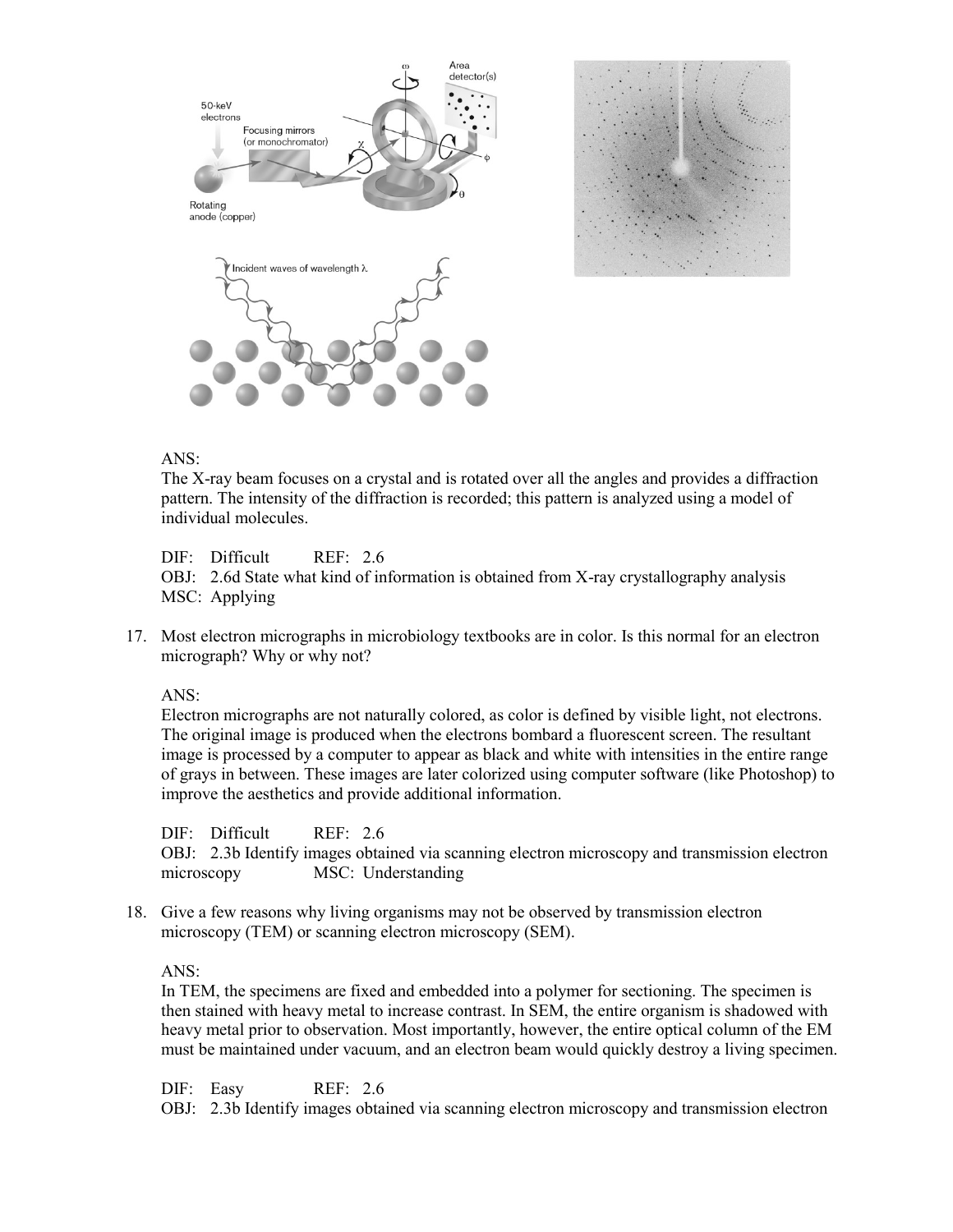ANS:
The X-ray beam focuses on a crystal and is rotated over all the angles and provides a diffraction pattern. The intensity of the diffraction is recorded; this pattern is analyzed using a model of individual molecules.

DIF: Difficult REF: 2.6
OBJ: 2.6d State what kind of information is obtained from X-ray crystallography analysis
MSC: Applying

17. Most electron micrographs in microbiology textbooks are in color. Is this normal for an electron micrograph? Why or why not?

ANS:
Electron micrographs are not naturally colored, as color is defined by visible light, not electrons. The original image is produced when the electrons bombard a fluorescent screen. The resultant image is processed by a computer to appear as black and white with intensities in the entire range of grays in between. These images are later colorized using computer software (like Photoshop) to improve the aesthetics and provide additional information.

DIF: Difficult REF: 2.6
OBJ: 2.3b Identify images obtained via scanning electron microscopy and transmission electron microscopy MSC: Understanding

18. Give a few reasons why living organisms may not be observed by transmission electron microscopy (TEM) or scanning electron microscopy (SEM).

ANS:
In TEM, the specimens are fixed and embedded into a polymer for sectioning. The specimen is then stained with heavy metal to increase contrast. In SEM, the entire organism is shadowed with heavy metal prior to observation. Most importantly, however, the entire optical column of the EM must be maintained under vacuum, and an electron beam would quickly destroy a living specimen.

DIF: Easy REF: 2.6
OBJ: 2.3b Identify images obtained via scanning electron microscopy and transmission electron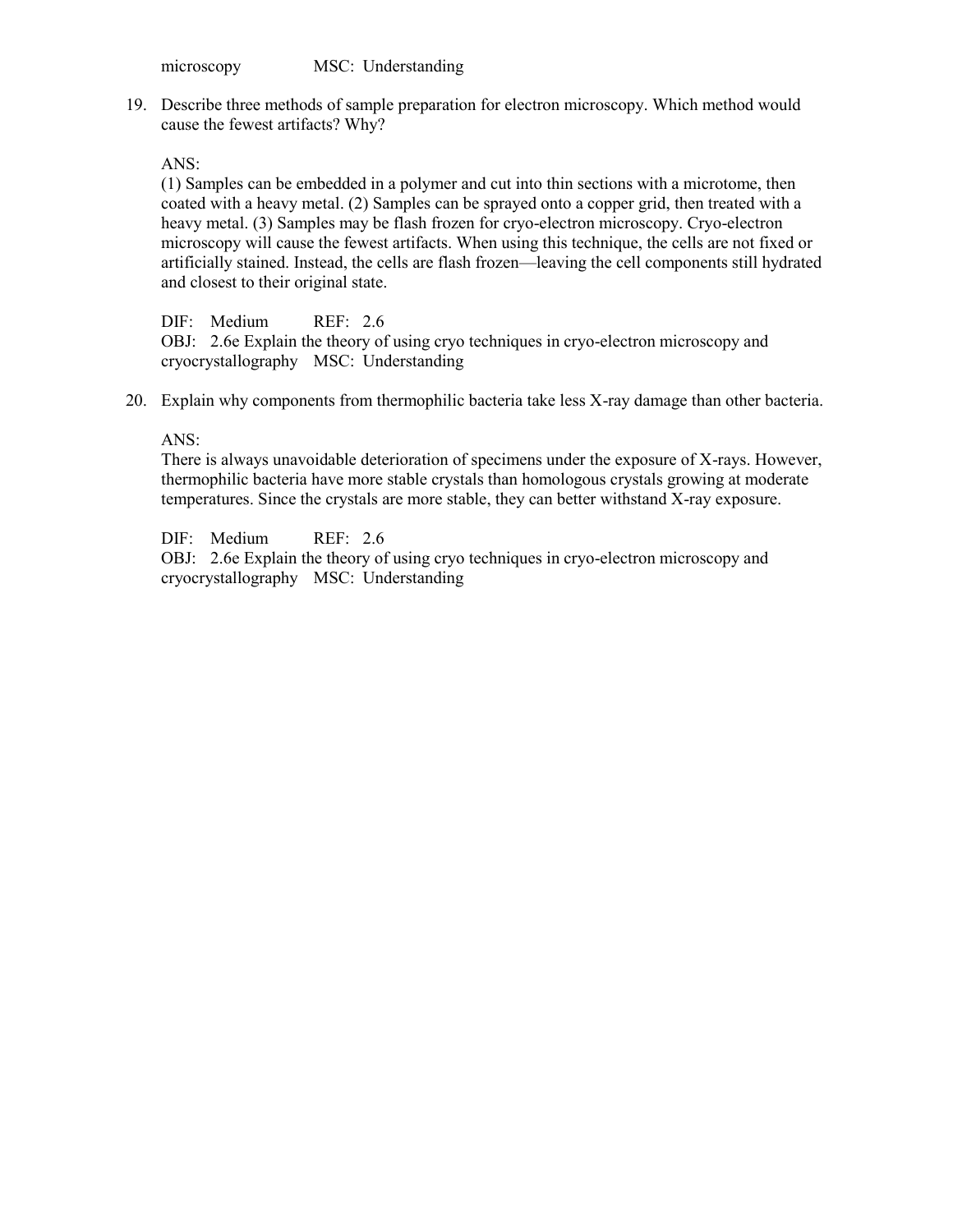microscopy MSC: Understanding

19. Describe three methods of sample preparation for electron microscopy. Which method would cause the fewest artifacts? Why?

    ANS:
    (1) Samples can be embedded in a polymer and cut into thin sections with a microtome, then coated with a heavy metal. (2) Samples can be sprayed onto a copper grid, then treated with a heavy metal. (3) Samples may be flash frozen for cryo-electron microscopy. Cryo-electron microscopy will cause the fewest artifacts. When using this technique, the cells are not fixed or artificially stained. Instead, the cells are flash frozen—leaving the cell components still hydrated and closest to their original state.

    DIF: Medium REF: 2.6
    OBJ: 2.6e Explain the theory of using cryo techniques in cryo-electron microscopy and cryocrystallography MSC: Understanding

20. Explain why components from thermophilic bacteria take less X-ray damage than other bacteria.

    ANS:
    There is always unavoidable deterioration of specimens under the exposure of X-rays. However, thermophilic bacteria have more stable crystals than homologous crystals growing at moderate temperatures. Since the crystals are more stable, they can better withstand X-ray exposure.

    DIF: Medium REF: 2.6
    OBJ: 2.6e Explain the theory of using cryo techniques in cryo-electron microscopy and cryocrystallography MSC: Understanding